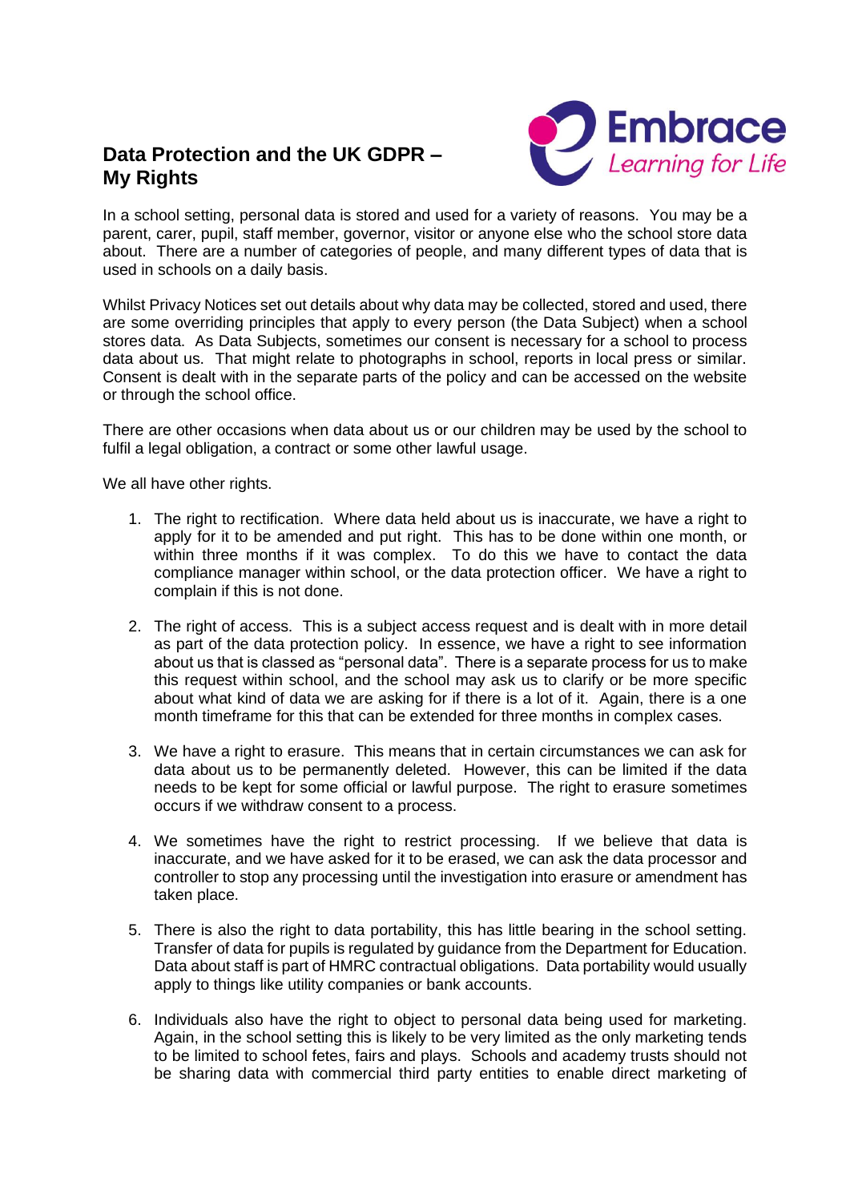# Data Protection and the UK GDPR – My Rights

Embrace
*Learning for Life*

In a school setting, personal data is stored and used for a variety of reasons. You may be a parent, carer, pupil, staff member, governor, visitor or anyone else who the school store data about. There are a number of categories of people, and many different types of data that is used in schools on a daily basis.

Whilst Privacy Notices set out details about why data may be collected, stored and used, there are some overriding principles that apply to every person (the Data Subject) when a school stores data. As Data Subjects, sometimes our consent is necessary for a school to process data about us. That might relate to photographs in school, reports in local press or similar. Consent is dealt with in the separate parts of the policy and can be accessed on the website or through the school office.

There are other occasions when data about us or our children may be used by the school to fulfil a legal obligation, a contract or some other lawful usage.

We all have other rights.

1. The right to rectification. Where data held about us is inaccurate, we have a right to apply for it to be amended and put right. This has to be done within one month, or within three months if it was complex. To do this we have to contact the data compliance manager within school, or the data protection officer. We have a right to complain if this is not done.

2. The right of access. This is a subject access request and is dealt with in more detail as part of the data protection policy. In essence, we have a right to see information about us that is classed as "personal data". There is a separate process for us to make this request within school, and the school may ask us to clarify or be more specific about what kind of data we are asking for if there is a lot of it. Again, there is a one month timeframe for this that can be extended for three months in complex cases.

3. We have a right to erasure. This means that in certain circumstances we can ask for data about us to be permanently deleted. However, this can be limited if the data needs to be kept for some official or lawful purpose. The right to erasure sometimes occurs if we withdraw consent to a process.

4. We sometimes have the right to restrict processing. If we believe that data is inaccurate, and we have asked for it to be erased, we can ask the data processor and controller to stop any processing until the investigation into erasure or amendment has taken place.

5. There is also the right to data portability, this has little bearing in the school setting. Transfer of data for pupils is regulated by guidance from the Department for Education. Data about staff is part of HMRC contractual obligations. Data portability would usually apply to things like utility companies or bank accounts.

6. Individuals also have the right to object to personal data being used for marketing. Again, in the school setting this is likely to be very limited as the only marketing tends to be limited to school fetes, fairs and plays. Schools and academy trusts should not be sharing data with commercial third party entities to enable direct marketing of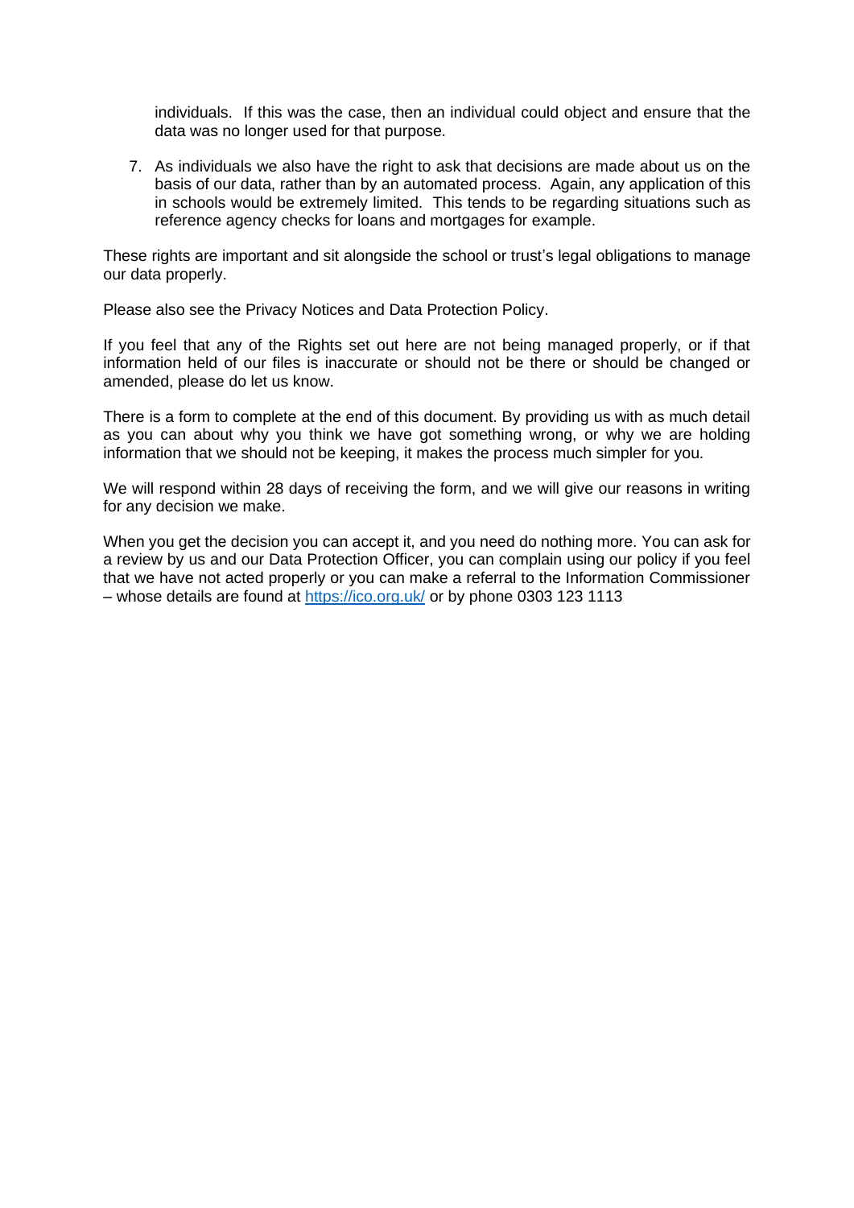individuals. If this was the case, then an individual could object and ensure that the data was no longer used for that purpose.

7. As individuals we also have the right to ask that decisions are made about us on the basis of our data, rather than by an automated process. Again, any application of this in schools would be extremely limited. This tends to be regarding situations such as reference agency checks for loans and mortgages for example.

These rights are important and sit alongside the school or trust's legal obligations to manage our data properly.

Please also see the Privacy Notices and Data Protection Policy.

If you feel that any of the Rights set out here are not being managed properly, or if that information held of our files is inaccurate or should not be there or should be changed or amended, please do let us know.

There is a form to complete at the end of this document. By providing us with as much detail as you can about why you think we have got something wrong, or why we are holding information that we should not be keeping, it makes the process much simpler for you.

We will respond within 28 days of receiving the form, and we will give our reasons in writing for any decision we make.

When you get the decision you can accept it, and you need do nothing more. You can ask for a review by us and our Data Protection Officer, you can complain using our policy if you feel that we have not acted properly or you can make a referral to the Information Commissioner – whose details are found at [https://ico.org.uk/](https://ico.org.uk/) or by phone 0303 123 1113